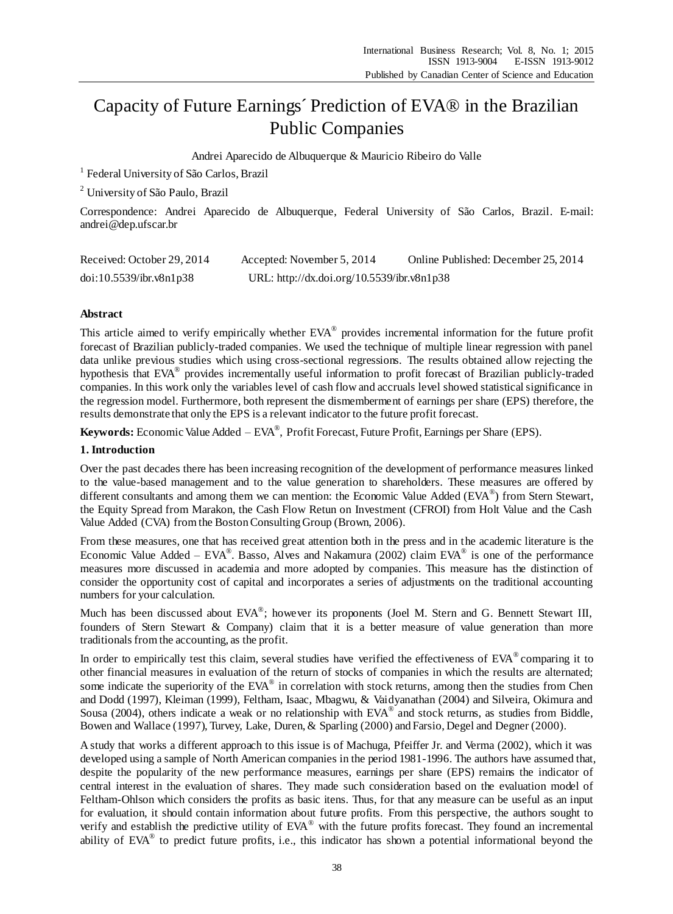# Capacity of Future Earnings´ Prediction of EVA® in the Brazilian Public Companies

Andrei Aparecido de Albuquerque & Mauricio Ribeiro do Valle

[1] Federal University of São Carlos, Brazil

[2] University of São Paulo, Brazil

Correspondence: Andrei Aparecido de Albuquerque, Federal University of São Carlos, Brazil. E-mail: andrei@dep.ufscar.br

Received: October 29, 2014 Accepted: November 5, 2014 Online Published: December 25, 2014

doi:10.5539/ibr.v8n1p38 URL: http://dx.doi.org/10.5539/ibr.v8n1p38

## Abstract

This article aimed to verify empirically whether EVA® provides incremental information for the future profit forecast of Brazilian publicly-traded companies. We used the technique of multiple linear regression with panel data unlike previous studies which using cross-sectional regressions. The results obtained allow rejecting the hypothesis that EVA® provides incrementally useful information to profit forecast of Brazilian publicly-traded companies. In this work only the variables level of cash flow and accruals level showed statistical significance in the regression model. Furthermore, both represent the dismemberment of earnings per share (EPS) therefore, the results demonstrate that only the EPS is a relevant indicator to the future profit forecast.

**Keywords:** Economic Value Added – EVA®, Profit Forecast, Future Profit, Earnings per Share (EPS).

## 1. Introduction

Over the past decades there has been increasing recognition of the development of performance measures linked to the value-based management and to the value generation to shareholders. These measures are offered by different consultants and among them we can mention: the Economic Value Added (EVA®) from Stern Stewart, the Equity Spread from Marakon, the Cash Flow Retun on Investment (CFROI) from Holt Value and the Cash Value Added (CVA) from the Boston Consulting Group (Brown, 2006).

From these measures, one that has received great attention both in the press and in the academic literature is the Economic Value Added – EVA®. Basso, Alves and Nakamura (2002) claim EVA® is one of the performance measures more discussed in academia and more adopted by companies. This measure has the distinction of consider the opportunity cost of capital and incorporates a series of adjustments on the traditional accounting numbers for your calculation.

Much has been discussed about EVA®; however its proponents (Joel M. Stern and G. Bennett Stewart III, founders of Stern Stewart & Company) claim that it is a better measure of value generation than more traditionals from the accounting, as the profit.

In order to empirically test this claim, several studies have verified the effectiveness of EVA® comparing it to other financial measures in evaluation of the return of stocks of companies in which the results are alternated; some indicate the superiority of the EVA® in correlation with stock returns, among then the studies from Chen and Dodd (1997), Kleiman (1999), Feltham, Isaac, Mbagwu, & Vaidyanathan (2004) and Silveira, Okimura and Sousa (2004), others indicate a weak or no relationship with EVA® and stock returns, as studies from Biddle, Bowen and Wallace (1997), Turvey, Lake, Duren, & Sparling (2000) and Farsio, Degel and Degner (2000).

A study that works a different approach to this issue is of Machuga, Pfeiffer Jr. and Verma (2002), which it was developed using a sample of North American companies in the period 1981-1996. The authors have assumed that, despite the popularity of the new performance measures, earnings per share (EPS) remains the indicator of central interest in the evaluation of shares. They made such consideration based on the evaluation model of Feltham-Ohlson which considers the profits as basic itens. Thus, for that any measure can be useful as an input for evaluation, it should contain information about future profits. From this perspective, the authors sought to verify and establish the predictive utility of EVA® with the future profits forecast. They found an incremental ability of EVA® to predict future profits, i.e., this indicator has shown a potential informational beyond the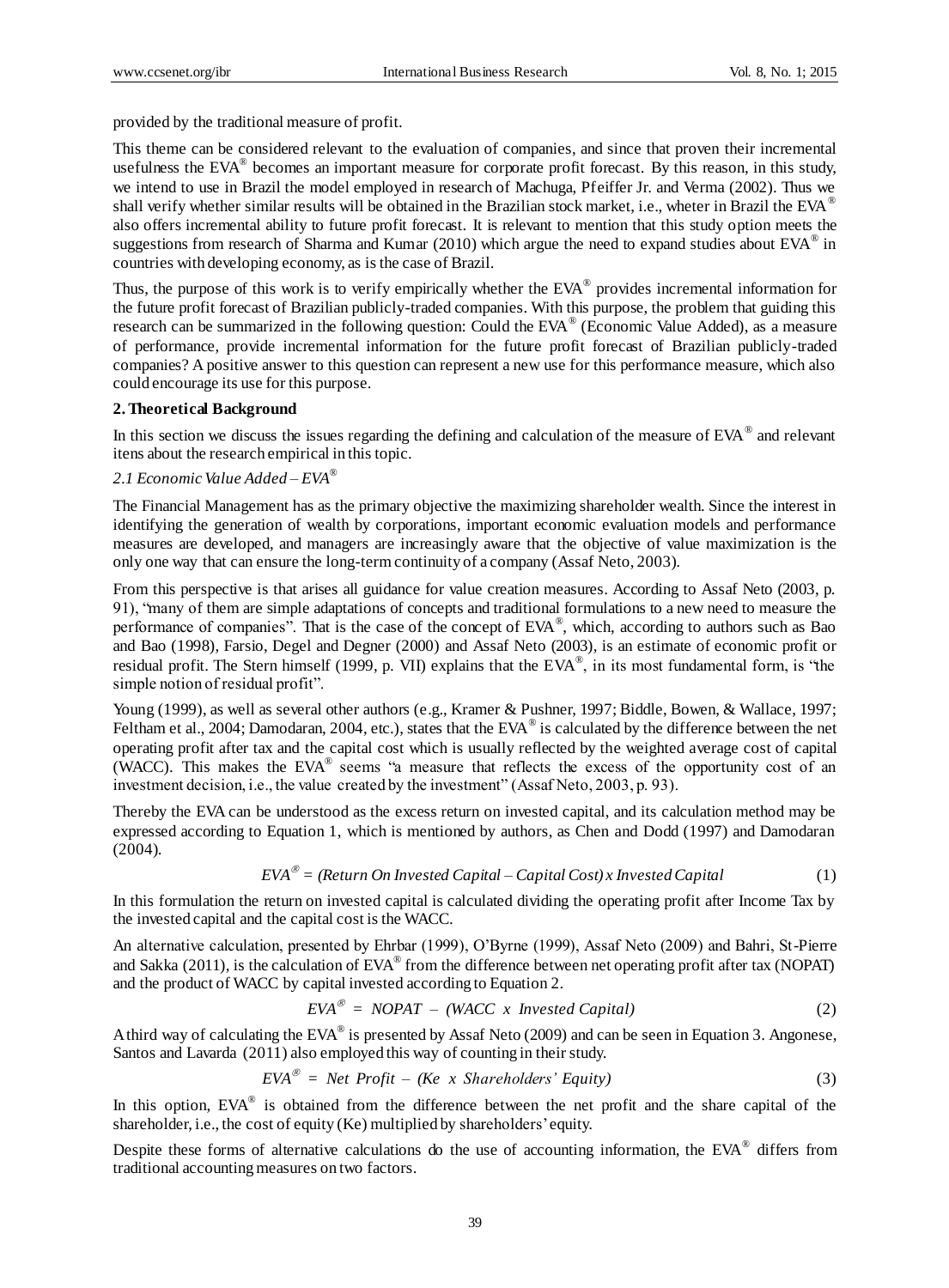provided by the traditional measure of profit.

This theme can be considered relevant to the evaluation of companies, and since that proven their incremental usefulness the EVA® becomes an important measure for corporate profit forecast. By this reason, in this study, we intend to use in Brazil the model employed in research of Machuga, Pfeiffer Jr. and Verma (2002). Thus we shall verify whether similar results will be obtained in the Brazilian stock market, i.e., wheter in Brazil the EVA® also offers incremental ability to future profit forecast. It is relevant to mention that this study option meets the suggestions from research of Sharma and Kumar (2010) which argue the need to expand studies about EVA® in countries with developing economy, as is the case of Brazil.

Thus, the purpose of this work is to verify empirically whether the EVA® provides incremental information for the future profit forecast of Brazilian publicly-traded companies. With this purpose, the problem that guiding this research can be summarized in the following question: Could the EVA® (Economic Value Added), as a measure of performance, provide incremental information for the future profit forecast of Brazilian publicly-traded companies? A positive answer to this question can represent a new use for this performance measure, which also could encourage its use for this purpose.

## 2. Theoretical Background

In this section we discuss the issues regarding the defining and calculation of the measure of EVA® and relevant itens about the research empirical in this topic.

### *2.1 Economic Value Added – EVA®*

The Financial Management has as the primary objective the maximizing shareholder wealth. Since the interest in identifying the generation of wealth by corporations, important economic evaluation models and performance measures are developed, and managers are increasingly aware that the objective of value maximization is the only one way that can ensure the long-term continuity of a company (Assaf Neto, 2003).

From this perspective is that arises all guidance for value creation measures. According to Assaf Neto (2003, p. 91), "many of them are simple adaptations of concepts and traditional formulations to a new need to measure the performance of companies". That is the case of the concept of EVA®, which, according to authors such as Bao and Bao (1998), Farsio, Degel and Degner (2000) and Assaf Neto (2003), is an estimate of economic profit or residual profit. The Stern himself (1999, p. VII) explains that the EVA®, in its most fundamental form, is "the simple notion of residual profit".

Young (1999), as well as several other authors (e.g., Kramer & Pushner, 1997; Biddle, Bowen, & Wallace, 1997; Feltham et al., 2004; Damodaran, 2004, etc.), states that the EVA® is calculated by the difference between the net operating profit after tax and the capital cost which is usually reflected by the weighted average cost of capital (WACC). This makes the EVA® seems "a measure that reflects the excess of the opportunity cost of an investment decision, i.e., the value created by the investment" (Assaf Neto, 2003, p. 93).

Thereby the EVA can be understood as the excess return on invested capital, and its calculation method may be expressed according to Equation 1, which is mentioned by authors, as Chen and Dodd (1997) and Damodaran (2004).

$$EVA^{®} = (Return\ On\ Invested\ Capital - Capital\ Cost) \times Invested\ Capital \tag{1}$$

In this formulation the return on invested capital is calculated dividing the operating profit after Income Tax by the invested capital and the capital cost is the WACC.

An alternative calculation, presented by Ehrbar (1999), O'Byrne (1999), Assaf Neto (2009) and Bahri, St-Pierre and Sakka (2011), is the calculation of EVA® from the difference between net operating profit after tax (NOPAT) and the product of WACC by capital invested according to Equation 2.

$$EVA^{®} = NOPAT - (WACC \times Invested\ Capital) \tag{2}$$

A third way of calculating the EVA® is presented by Assaf Neto (2009) and can be seen in Equation 3. Angonese, Santos and Lavarda (2011) also employed this way of counting in their study.

$$EVA^{®} = Net\ Profit - (Ke \times Shareholders'\ Equity) \tag{3}$$

In this option, EVA® is obtained from the difference between the net profit and the share capital of the shareholder, i.e., the cost of equity (Ke) multiplied by shareholders' equity.

Despite these forms of alternative calculations do the use of accounting information, the EVA® differs from traditional accounting measures on two factors.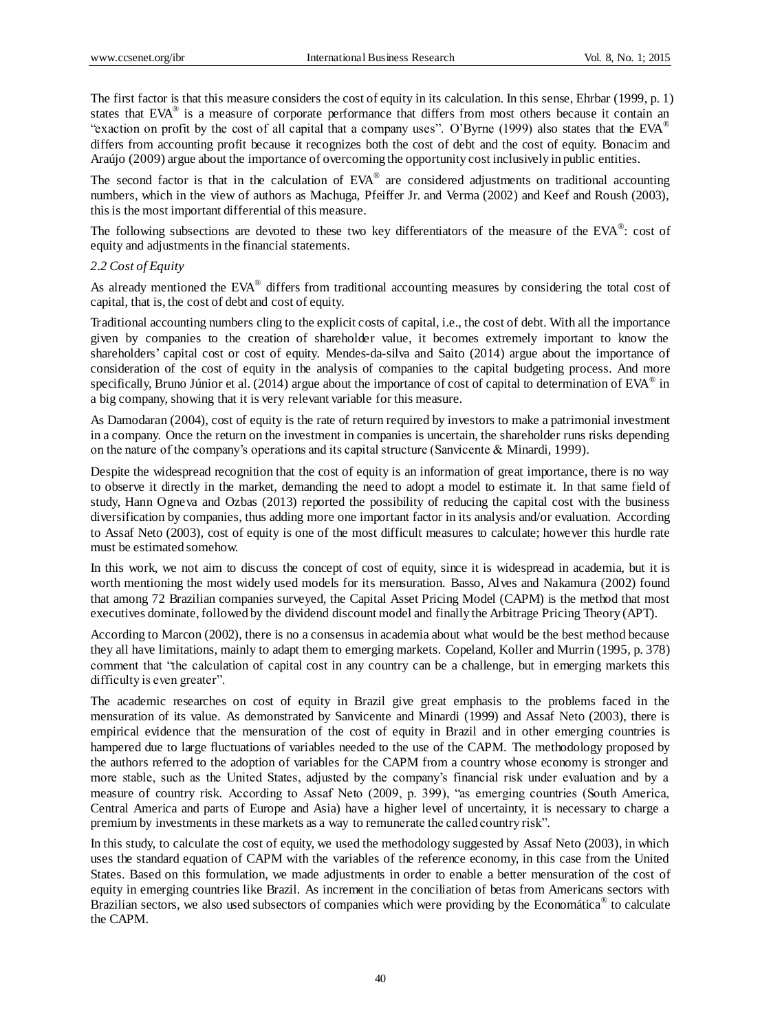The first factor is that this measure considers the cost of equity in its calculation. In this sense, Ehrbar (1999, p. 1) states that EVA® is a measure of corporate performance that differs from most others because it contain an "exaction on profit by the cost of all capital that a company uses". O'Byrne (1999) also states that the EVA® differs from accounting profit because it recognizes both the cost of debt and the cost of equity. Bonacim and Araújo (2009) argue about the importance of overcoming the opportunity cost inclusively in public entities.

The second factor is that in the calculation of EVA® are considered adjustments on traditional accounting numbers, which in the view of authors as Machuga, Pfeiffer Jr. and Verma (2002) and Keef and Roush (2003), this is the most important differential of this measure.

The following subsections are devoted to these two key differentiators of the measure of the EVA®: cost of equity and adjustments in the financial statements.

### *2.2 Cost of Equity*

As already mentioned the EVA® differs from traditional accounting measures by considering the total cost of capital, that is, the cost of debt and cost of equity.

Traditional accounting numbers cling to the explicit costs of capital, i.e., the cost of debt. With all the importance given by companies to the creation of shareholder value, it becomes extremely important to know the shareholders' capital cost or cost of equity. Mendes-da-silva and Saito (2014) argue about the importance of consideration of the cost of equity in the analysis of companies to the capital budgeting process. And more specifically, Bruno Júnior et al. (2014) argue about the importance of cost of capital to determination of EVA® in a big company, showing that it is very relevant variable for this measure.

As Damodaran (2004), cost of equity is the rate of return required by investors to make a patrimonial investment in a company. Once the return on the investment in companies is uncertain, the shareholder runs risks depending on the nature of the company's operations and its capital structure (Sanvicente & Minardi, 1999).

Despite the widespread recognition that the cost of equity is an information of great importance, there is no way to observe it directly in the market, demanding the need to adopt a model to estimate it. In that same field of study, Hann Ogneva and Ozbas (2013) reported the possibility of reducing the capital cost with the business diversification by companies, thus adding more one important factor in its analysis and/or evaluation. According to Assaf Neto (2003), cost of equity is one of the most difficult measures to calculate; however this hurdle rate must be estimated somehow.

In this work, we not aim to discuss the concept of cost of equity, since it is widespread in academia, but it is worth mentioning the most widely used models for its mensuration. Basso, Alves and Nakamura (2002) found that among 72 Brazilian companies surveyed, the Capital Asset Pricing Model (CAPM) is the method that most executives dominate, followed by the dividend discount model and finally the Arbitrage Pricing Theory (APT).

According to Marcon (2002), there is no a consensus in academia about what would be the best method because they all have limitations, mainly to adapt them to emerging markets. Copeland, Koller and Murrin (1995, p. 378) comment that "the calculation of capital cost in any country can be a challenge, but in emerging markets this difficulty is even greater".

The academic researches on cost of equity in Brazil give great emphasis to the problems faced in the mensuration of its value. As demonstrated by Sanvicente and Minardi (1999) and Assaf Neto (2003), there is empirical evidence that the mensuration of the cost of equity in Brazil and in other emerging countries is hampered due to large fluctuations of variables needed to the use of the CAPM. The methodology proposed by the authors referred to the adoption of variables for the CAPM from a country whose economy is stronger and more stable, such as the United States, adjusted by the company's financial risk under evaluation and by a measure of country risk. According to Assaf Neto (2009, p. 399), "as emerging countries (South America, Central America and parts of Europe and Asia) have a higher level of uncertainty, it is necessary to charge a premium by investments in these markets as a way to remunerate the called country risk".

In this study, to calculate the cost of equity, we used the methodology suggested by Assaf Neto (2003), in which uses the standard equation of CAPM with the variables of the reference economy, in this case from the United States. Based on this formulation, we made adjustments in order to enable a better mensuration of the cost of equity in emerging countries like Brazil. As increment in the conciliation of betas from Americans sectors with Brazilian sectors, we also used subsectors of companies which were providing by the Economática® to calculate the CAPM.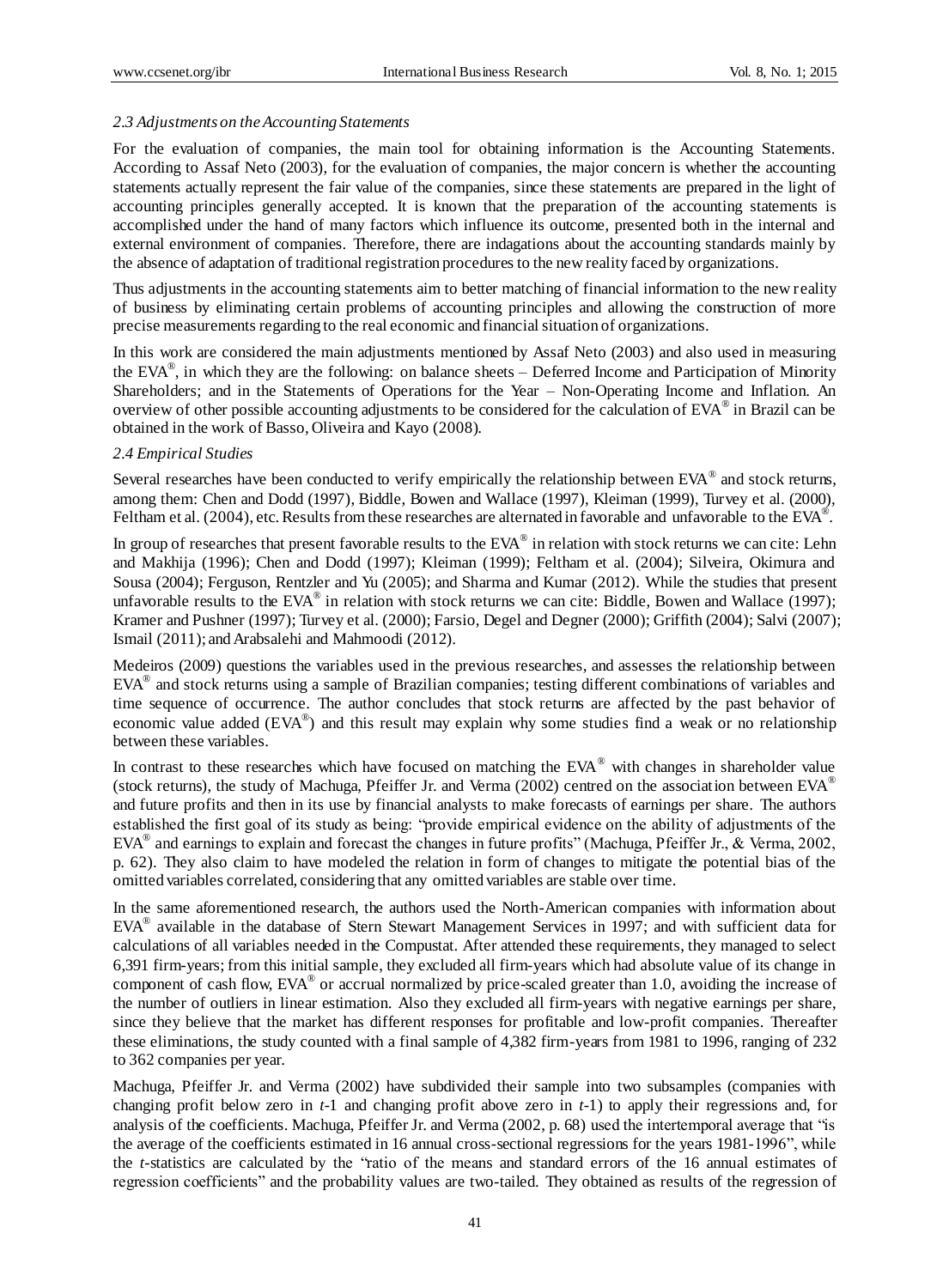### 2.3 Adjustments on the Accounting Statements

For the evaluation of companies, the main tool for obtaining information is the Accounting Statements. According to Assaf Neto (2003), for the evaluation of companies, the major concern is whether the accounting statements actually represent the fair value of the companies, since these statements are prepared in the light of accounting principles generally accepted. It is known that the preparation of the accounting statements is accomplished under the hand of many factors which influence its outcome, presented both in the internal and external environment of companies. Therefore, there are indagations about the accounting standards mainly by the absence of adaptation of traditional registration procedures to the new reality faced by organizations.

Thus adjustments in the accounting statements aim to better matching of financial information to the new reality of business by eliminating certain problems of accounting principles and allowing the construction of more precise measurements regarding to the real economic and financial situation of organizations.

In this work are considered the main adjustments mentioned by Assaf Neto (2003) and also used in measuring the EVA®, in which they are the following: on balance sheets – Deferred Income and Participation of Minority Shareholders; and in the Statements of Operations for the Year – Non-Operating Income and Inflation. An overview of other possible accounting adjustments to be considered for the calculation of EVA® in Brazil can be obtained in the work of Basso, Oliveira and Kayo (2008).

### 2.4 Empirical Studies

Several researches have been conducted to verify empirically the relationship between EVA® and stock returns, among them: Chen and Dodd (1997), Biddle, Bowen and Wallace (1997), Kleiman (1999), Turvey et al. (2000), Feltham et al. (2004), etc. Results from these researches are alternated in favorable and unfavorable to the EVA®.

In group of researches that present favorable results to the EVA® in relation with stock returns we can cite: Lehn and Makhija (1996); Chen and Dodd (1997); Kleiman (1999); Feltham et al. (2004); Silveira, Okimura and Sousa (2004); Ferguson, Rentzler and Yu (2005); and Sharma and Kumar (2012). While the studies that present unfavorable results to the EVA® in relation with stock returns we can cite: Biddle, Bowen and Wallace (1997); Kramer and Pushner (1997); Turvey et al. (2000); Farsio, Degel and Degner (2000); Griffith (2004); Salvi (2007); Ismail (2011); and Arabsalehi and Mahmoodi (2012).

Medeiros (2009) questions the variables used in the previous researches, and assesses the relationship between EVA® and stock returns using a sample of Brazilian companies; testing different combinations of variables and time sequence of occurrence. The author concludes that stock returns are affected by the past behavior of economic value added (EVA®) and this result may explain why some studies find a weak or no relationship between these variables.

In contrast to these researches which have focused on matching the EVA® with changes in shareholder value (stock returns), the study of Machuga, Pfeiffer Jr. and Verma (2002) centred on the association between EVA® and future profits and then in its use by financial analysts to make forecasts of earnings per share. The authors established the first goal of its study as being: "provide empirical evidence on the ability of adjustments of the EVA® and earnings to explain and forecast the changes in future profits" (Machuga, Pfeiffer Jr., & Verma, 2002, p. 62). They also claim to have modeled the relation in form of changes to mitigate the potential bias of the omitted variables correlated, considering that any omitted variables are stable over time.

In the same aforementioned research, the authors used the North-American companies with information about EVA® available in the database of Stern Stewart Management Services in 1997; and with sufficient data for calculations of all variables needed in the Compustat. After attended these requirements, they managed to select 6,391 firm-years; from this initial sample, they excluded all firm-years which had absolute value of its change in component of cash flow, EVA® or accrual normalized by price-scaled greater than 1.0, avoiding the increase of the number of outliers in linear estimation. Also they excluded all firm-years with negative earnings per share, since they believe that the market has different responses for profitable and low-profit companies. Thereafter these eliminations, the study counted with a final sample of 4,382 firm-years from 1981 to 1996, ranging of 232 to 362 companies per year.

Machuga, Pfeiffer Jr. and Verma (2002) have subdivided their sample into two subsamples (companies with changing profit below zero in $t$-1 and changing profit above zero in $t$-1) to apply their regressions and, for analysis of the coefficients. Machuga, Pfeiffer Jr. and Verma (2002, p. 68) used the intertemporal average that "is the average of the coefficients estimated in 16 annual cross-sectional regressions for the years 1981-1996", while the $t$-statistics are calculated by the "ratio of the means and standard errors of the 16 annual estimates of regression coefficients" and the probability values are two-tailed. They obtained as results of the regression of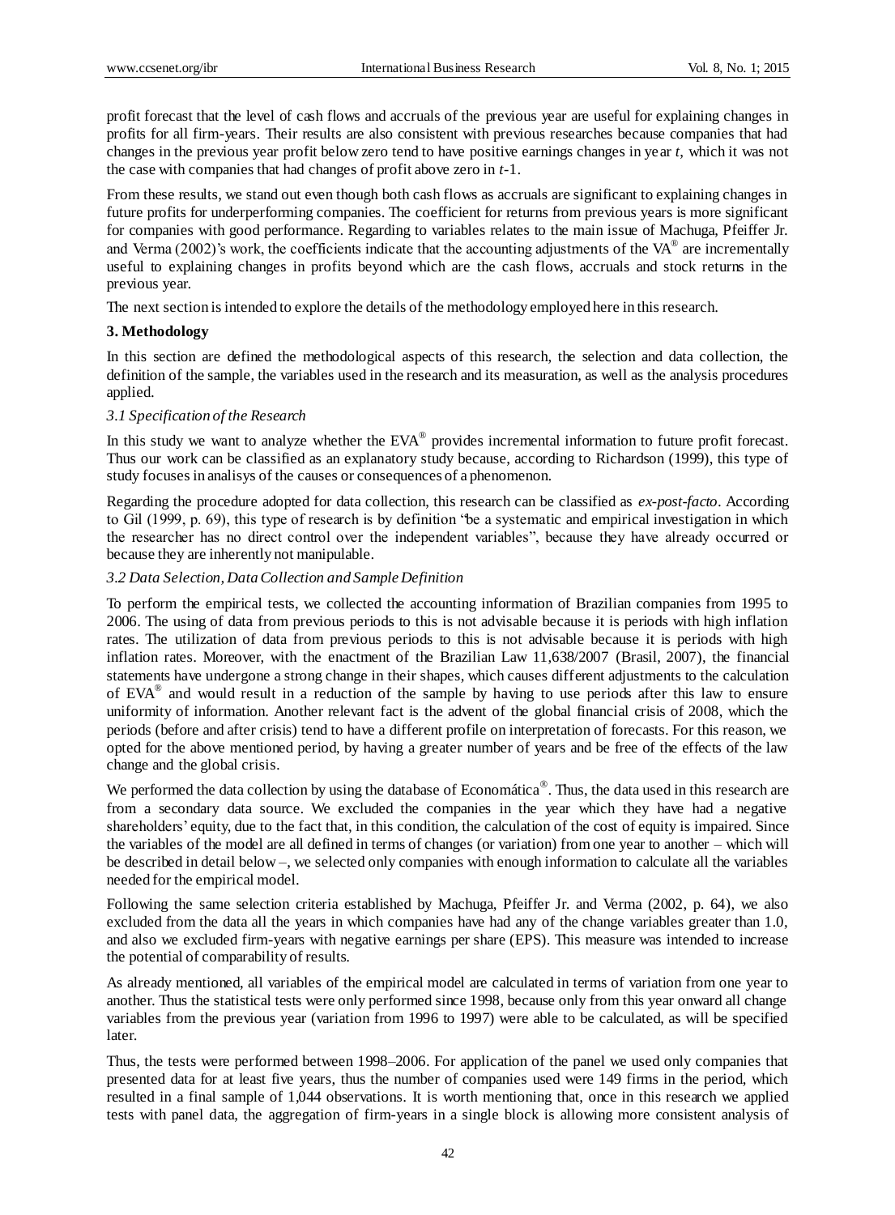profit forecast that the level of cash flows and accruals of the previous year are useful for explaining changes in profits for all firm-years. Their results are also consistent with previous researches because companies that had changes in the previous year profit below zero tend to have positive earnings changes in year *t*, which it was not the case with companies that had changes of profit above zero in *t*-1.

From these results, we stand out even though both cash flows as accruals are significant to explaining changes in future profits for underperforming companies. The coefficient for returns from previous years is more significant for companies with good performance. Regarding to variables relates to the main issue of Machuga, Pfeiffer Jr. and Verma (2002)'s work, the coefficients indicate that the accounting adjustments of the VA® are incrementally useful to explaining changes in profits beyond which are the cash flows, accruals and stock returns in the previous year.

The next section is intended to explore the details of the methodology employed here in this research.

## 3. Methodology

In this section are defined the methodological aspects of this research, the selection and data collection, the definition of the sample, the variables used in the research and its measuration, as well as the analysis procedures applied.

### *3.1 Specification of the Research*

In this study we want to analyze whether the EVA® provides incremental information to future profit forecast. Thus our work can be classified as an explanatory study because, according to Richardson (1999), this type of study focuses in analisys of the causes or consequences of a phenomenon.

Regarding the procedure adopted for data collection, this research can be classified as *ex-post-facto*. According to Gil (1999, p. 69), this type of research is by definition "be a systematic and empirical investigation in which the researcher has no direct control over the independent variables", because they have already occurred or because they are inherently not manipulable.

### *3.2 Data Selection, Data Collection and Sample Definition*

To perform the empirical tests, we collected the accounting information of Brazilian companies from 1995 to 2006. The using of data from previous periods to this is not advisable because it is periods with high inflation rates. The utilization of data from previous periods to this is not advisable because it is periods with high inflation rates. Moreover, with the enactment of the Brazilian Law 11,638/2007 (Brasil, 2007), the financial statements have undergone a strong change in their shapes, which causes different adjustments to the calculation of EVA® and would result in a reduction of the sample by having to use periods after this law to ensure uniformity of information. Another relevant fact is the advent of the global financial crisis of 2008, which the periods (before and after crisis) tend to have a different profile on interpretation of forecasts. For this reason, we opted for the above mentioned period, by having a greater number of years and be free of the effects of the law change and the global crisis.

We performed the data collection by using the database of Economática®. Thus, the data used in this research are from a secondary data source. We excluded the companies in the year which they have had a negative shareholders' equity, due to the fact that, in this condition, the calculation of the cost of equity is impaired. Since the variables of the model are all defined in terms of changes (or variation) from one year to another – which will be described in detail below –, we selected only companies with enough information to calculate all the variables needed for the empirical model.

Following the same selection criteria established by Machuga, Pfeiffer Jr. and Verma (2002, p. 64), we also excluded from the data all the years in which companies have had any of the change variables greater than 1.0, and also we excluded firm-years with negative earnings per share (EPS). This measure was intended to increase the potential of comparability of results.

As already mentioned, all variables of the empirical model are calculated in terms of variation from one year to another. Thus the statistical tests were only performed since 1998, because only from this year onward all change variables from the previous year (variation from 1996 to 1997) were able to be calculated, as will be specified later.

Thus, the tests were performed between 1998–2006. For application of the panel we used only companies that presented data for at least five years, thus the number of companies used were 149 firms in the period, which resulted in a final sample of 1,044 observations. It is worth mentioning that, once in this research we applied tests with panel data, the aggregation of firm-years in a single block is allowing more consistent analysis of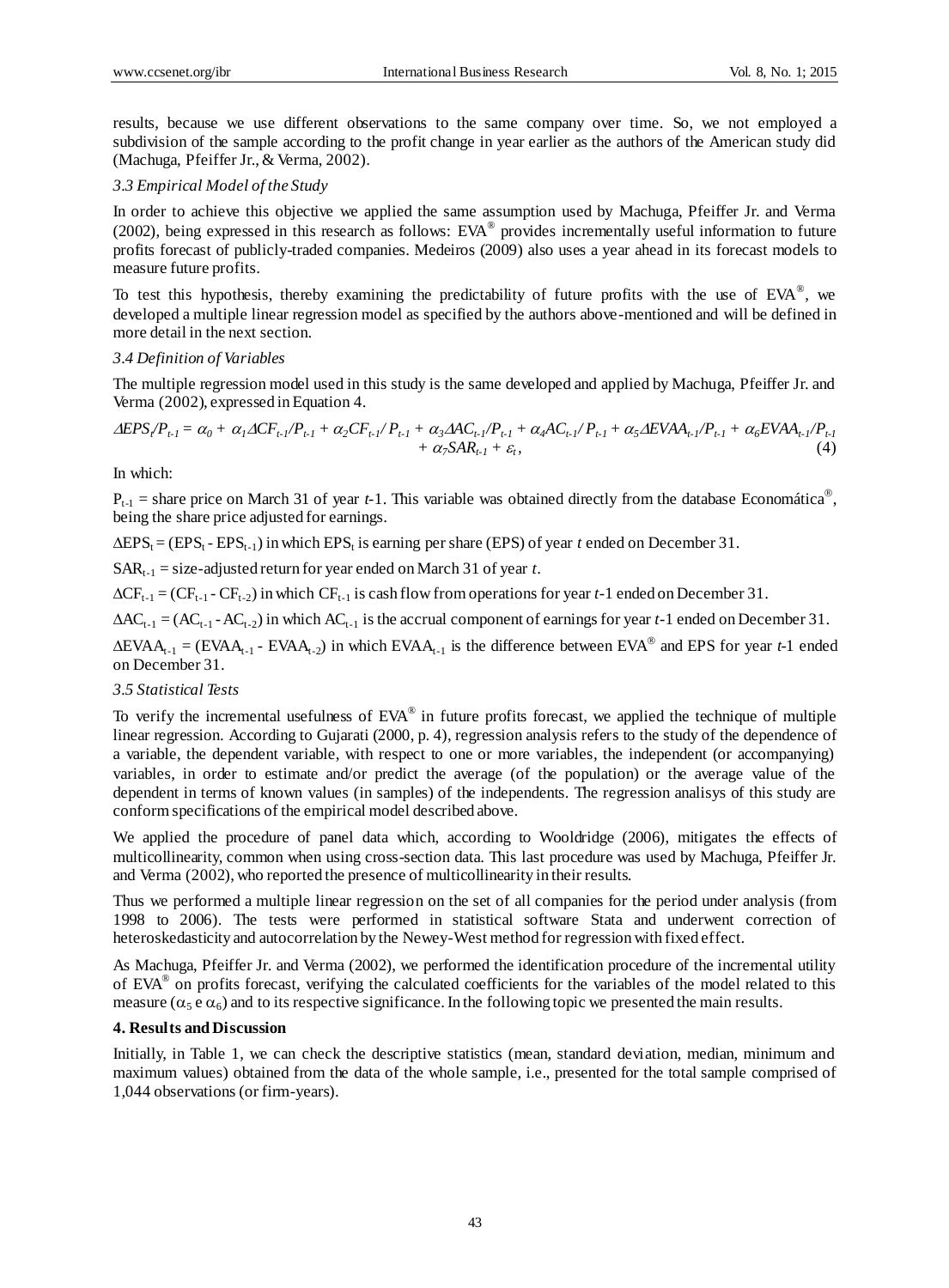results, because we use different observations to the same company over time. So, we not employed a subdivision of the sample according to the profit change in year earlier as the authors of the American study did (Machuga, Pfeiffer Jr., & Verma, 2002).

### 3.3 Empirical Model of the Study

In order to achieve this objective we applied the same assumption used by Machuga, Pfeiffer Jr. and Verma (2002), being expressed in this research as follows: EVA® provides incrementally useful information to future profits forecast of publicly-traded companies. Medeiros (2009) also uses a year ahead in its forecast models to measure future profits.

To test this hypothesis, thereby examining the predictability of future profits with the use of EVA®, we developed a multiple linear regression model as specified by the authors above-mentioned and will be defined in more detail in the next section.

### 3.4 Definition of Variables

The multiple regression model used in this study is the same developed and applied by Machuga, Pfeiffer Jr. and Verma (2002), expressed in Equation 4.

$$\Delta EPS_t/P_{t-1} = \alpha_0 + \alpha_1 \Delta CF_{t-1}/P_{t-1} + \alpha_2 CF_{t-1}/P_{t-1} + \alpha_3 \Delta AC_{t-1}/P_{t-1} + \alpha_4 AC_{t-1}/P_{t-1} + \alpha_5 \Delta EVAA_{t-1}/P_{t-1} + \alpha_6 EVAA_{t-1}/P_{t-1} + \alpha_7 SAR_{t-1} + \varepsilon_t, \quad (4)$$

In which:

$P_{t-1}$ = share price on March 31 of year $t$-1. This variable was obtained directly from the database Economática®, being the share price adjusted for earnings.

$\Delta EPS_t = (EPS_t - EPS_{t-1})$ in which $EPS_t$ is earning per share (EPS) of year $t$ ended on December 31.

$SAR_{t-1}$ = size-adjusted return for year ended on March 31 of year $t$.

$\Delta CF_{t-1} = (CF_{t-1} - CF_{t-2})$ in which $CF_{t-1}$ is cash flow from operations for year $t$-1 ended on December 31.

$\Delta AC_{t-1} = (AC_{t-1} - AC_{t-2})$ in which $AC_{t-1}$ is the accrual component of earnings for year $t$-1 ended on December 31.

$\Delta EVAA_{t-1} = (EVAA_{t-1} - EVAA_{t-2})$ in which $EVAA_{t-1}$ is the difference between EVA® and EPS for year $t$-1 ended on December 31.

### 3.5 Statistical Tests

To verify the incremental usefulness of EVA® in future profits forecast, we applied the technique of multiple linear regression. According to Gujarati (2000, p. 4), regression analysis refers to the study of the dependence of a variable, the dependent variable, with respect to one or more variables, the independent (or accompanying) variables, in order to estimate and/or predict the average (of the population) or the average value of the dependent in terms of known values (in samples) of the independents. The regression analisys of this study are conform specifications of the empirical model described above.

We applied the procedure of panel data which, according to Wooldridge (2006), mitigates the effects of multicollinearity, common when using cross-section data. This last procedure was used by Machuga, Pfeiffer Jr. and Verma (2002), who reported the presence of multicollinearity in their results.

Thus we performed a multiple linear regression on the set of all companies for the period under analysis (from 1998 to 2006). The tests were performed in statistical software Stata and underwent correction of heteroskedasticity and autocorrelation by the Newey-West method for regression with fixed effect.

As Machuga, Pfeiffer Jr. and Verma (2002), we performed the identification procedure of the incremental utility of EVA® on profits forecast, verifying the calculated coefficients for the variables of the model related to this measure ($\alpha_5$ e $\alpha_6$) and to its respective significance. In the following topic we presented the main results.

## 4. Results and Discussion

Initially, in Table 1, we can check the descriptive statistics (mean, standard deviation, median, minimum and maximum values) obtained from the data of the whole sample, i.e., presented for the total sample comprised of 1,044 observations (or firm-years).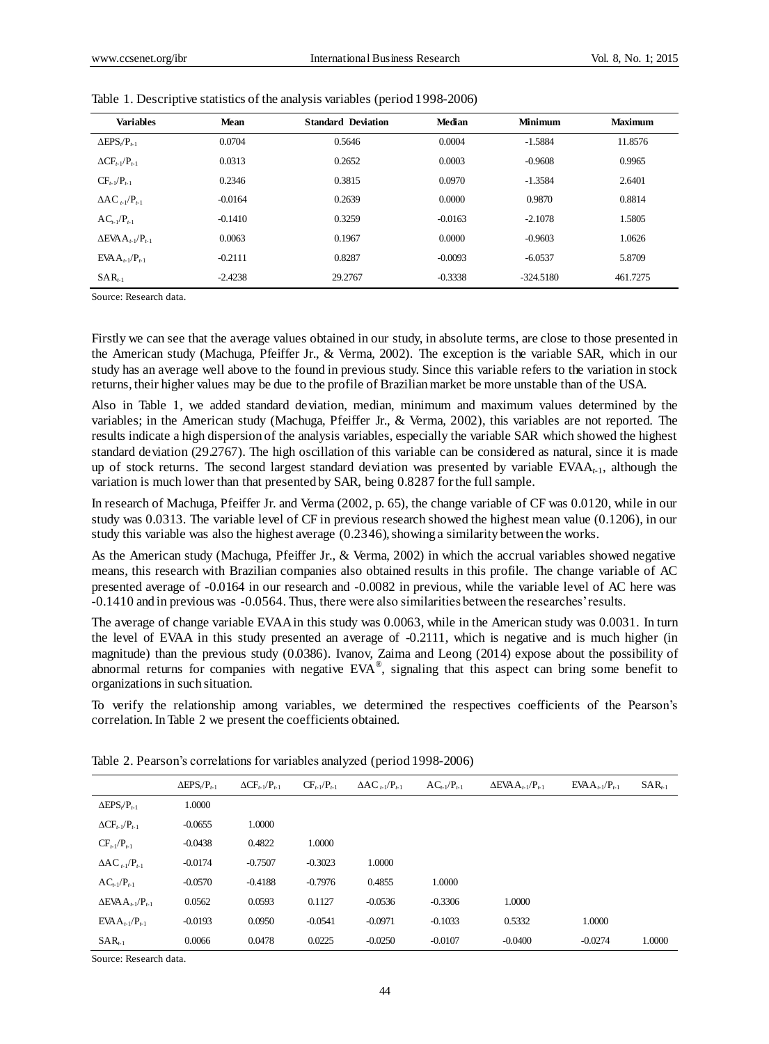Table 1. Descriptive statistics of the analysis variables (period 1998-2006)

| Variables | Mean | Standard Deviation | Median | Minimum | Maximum |
|---|---|---|---|---|---|
| $\Delta EPS_t/P_{t-1}$ | 0.0704 | 0.5646 | 0.0004 | -1.5884 | 11.8576 |
| $\Delta CF_{t-1}/P_{t-1}$ | 0.0313 | 0.2652 | 0.0003 | -0.9608 | 0.9965 |
| $CF_{t-1}/P_{t-1}$ | 0.2346 | 0.3815 | 0.0970 | -1.3584 | 2.6401 |
| $\Delta AC_{t-1}/P_{t-1}$ | -0.0164 | 0.2639 | 0.0000 | 0.9870 | 0.8814 |
| $AC_{t-1}/P_{t-1}$ | -0.1410 | 0.3259 | -0.0163 | -2.1078 | 1.5805 |
| $\Delta EVAA_{t-1}/P_{t-1}$ | 0.0063 | 0.1967 | 0.0000 | -0.9603 | 1.0626 |
| $EVAA_{t-1}/P_{t-1}$ | -0.2111 | 0.8287 | -0.0093 | -6.0537 | 5.8709 |
| $SAR_{t-1}$ | -2.4238 | 29.2767 | -0.3338 | -324.5180 | 461.7275 |

Source: Research data.

Firstly we can see that the average values obtained in our study, in absolute terms, are close to those presented in the American study (Machuga, Pfeiffer Jr., & Verma, 2002). The exception is the variable SAR, which in our study has an average well above to the found in previous study. Since this variable refers to the variation in stock returns, their higher values may be due to the profile of Brazilian market be more unstable than of the USA.

Also in Table 1, we added standard deviation, median, minimum and maximum values determined by the variables; in the American study (Machuga, Pfeiffer Jr., & Verma, 2002), this variables are not reported. The results indicate a high dispersion of the analysis variables, especially the variable SAR which showed the highest standard deviation (29.2767). The high oscillation of this variable can be considered as natural, since it is made up of stock returns. The second largest standard deviation was presented by variable $EVAA_{t-1}$, although the variation is much lower than that presented by SAR, being 0.8287 for the full sample.

In research of Machuga, Pfeiffer Jr. and Verma (2002, p. 65), the change variable of CF was 0.0120, while in our study was 0.0313. The variable level of CF in previous research showed the highest mean value (0.1206), in our study this variable was also the highest average (0.2346), showing a similarity between the works.

As the American study (Machuga, Pfeiffer Jr., & Verma, 2002) in which the accrual variables showed negative means, this research with Brazilian companies also obtained results in this profile. The change variable of AC presented average of -0.0164 in our research and -0.0082 in previous, while the variable level of AC here was -0.1410 and in previous was -0.0564. Thus, there were also similarities between the researches' results.

The average of change variable EVAA in this study was 0.0063, while in the American study was 0.0031. In turn the level of EVAA in this study presented an average of -0.2111, which is negative and is much higher (in magnitude) than the previous study (0.0386). Ivanov, Zaima and Leong (2014) expose about the possibility of abnormal returns for companies with negative EVA®, signaling that this aspect can bring some benefit to organizations in such situation.

To verify the relationship among variables, we determined the respectives coefficients of the Pearson's correlation. In Table 2 we present the coefficients obtained.

Table 2. Pearson's correlations for variables analyzed (period 1998-2006)

| | $\Delta EPS_t/P_{t-1}$ | $\Delta CF_{t-1}/P_{t-1}$ | $CF_{t-1}/P_{t-1}$ | $\Delta AC_{t-1}/P_{t-1}$ | $AC_{t-1}/P_{t-1}$ | $\Delta EVAA_{t-1}/P_{t-1}$ | $EVAA_{t-1}/P_{t-1}$ | $SAR_{t-1}$ |
|---|---|---|---|---|---|---|---|---|
| $\Delta EPS_t/P_{t-1}$ | 1.0000 | | | | | | | |
| $\Delta CF_{t-1}/P_{t-1}$ | -0.0655 | 1.0000 | | | | | | |
| $CF_{t-1}/P_{t-1}$ | -0.0438 | 0.4822 | 1.0000 | | | | | |
| $\Delta AC_{t-1}/P_{t-1}$ | -0.0174 | -0.7507 | -0.3023 | 1.0000 | | | | |
| $AC_{t-1}/P_{t-1}$ | -0.0570 | -0.4188 | -0.7976 | 0.4855 | 1.0000 | | | |
| $\Delta EVAA_{t-1}/P_{t-1}$ | 0.0562 | 0.0593 | 0.1127 | -0.0536 | -0.3306 | 1.0000 | | |
| $EVAA_{t-1}/P_{t-1}$ | -0.0193 | 0.0950 | -0.0541 | -0.0971 | -0.1033 | 0.5332 | 1.0000 | |
| $SAR_{t-1}$ | 0.0066 | 0.0478 | 0.0225 | -0.0250 | -0.0107 | -0.0400 | -0.0274 | 1.0000 |

Source: Research data.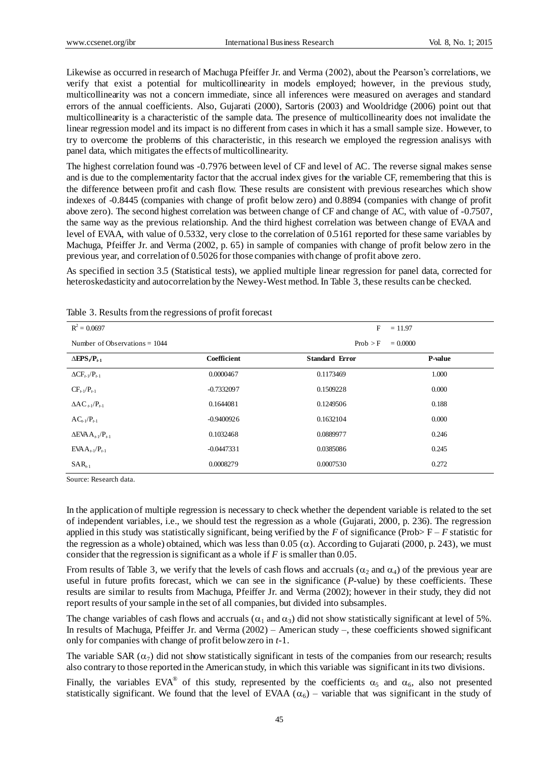Likewise as occurred in research of Machuga Pfeiffer Jr. and Verma (2002), about the Pearson's correlations, we verify that exist a potential for multicollinearity in models employed; however, in the previous study, multicollinearity was not a concern immediate, since all inferences were measured on averages and standard errors of the annual coefficients. Also, Gujarati (2000), Sartoris (2003) and Wooldridge (2006) point out that multicollinearity is a characteristic of the sample data. The presence of multicollinearity does not invalidate the linear regression model and its impact is no different from cases in which it has a small sample size. However, to try to overcome the problems of this characteristic, in this research we employed the regression analisys with panel data, which mitigates the effects of multicollinearity.

The highest correlation found was -0.7976 between level of CF and level of AC. The reverse signal makes sense and is due to the complementarity factor that the accrual index gives for the variable CF, remembering that this is the difference between profit and cash flow. These results are consistent with previous researches which show indexes of -0.8445 (companies with change of profit below zero) and 0.8894 (companies with change of profit above zero). The second highest correlation was between change of CF and change of AC, with value of -0.7507, the same way as the previous relationship. And the third highest correlation was between change of EVAA and level of EVAA, with value of 0.5332, very close to the correlation of 0.5161 reported for these same variables by Machuga, Pfeiffer Jr. and Verma (2002, p. 65) in sample of companies with change of profit below zero in the previous year, and correlation of 0.5026 for those companies with change of profit above zero.

As specified in section 3.5 (Statistical tests), we applied multiple linear regression for panel data, corrected for heteroskedasticity and autocorrelation by the Newey-West method. In Table 3, these results can be checked.

Table 3. Results from the regressions of profit forecast

| $R^2 = 0.0697$ | | $F = 11.97$ | |
|---|---|---|---|
| Number of Observations = 1044 | | Prob > F = 0.0000 | |
| **$\Delta EPS_t/P_{t-1}$** | **Coefficient** | **Standard Error** | **P-value** |
| $\Delta CF_{t-1}/P_{t-1}$ | 0.0000467 | 0.1173469 | 1.000 |
| $CF_{t-1}/P_{t-1}$ | -0.7332097 | 0.1509228 | 0.000 |
| $\Delta AC_{t-1}/P_{t-1}$ | 0.1644081 | 0.1249506 | 0.188 |
| $AC_{t-1}/P_{t-1}$ | -0.9400926 | 0.1632104 | 0.000 |
| $\Delta EVAA_{t-1}/P_{t-1}$ | 0.1032468 | 0.0889977 | 0.246 |
| $EVAA_{t-1}/P_{t-1}$ | -0.0447331 | 0.0385086 | 0.245 |
| $SAR_{t-1}$ | 0.0008279 | 0.0007530 | 0.272 |

Source: Research data.

In the application of multiple regression is necessary to check whether the dependent variable is related to the set of independent variables, i.e., we should test the regression as a whole (Gujarati, 2000, p. 236). The regression applied in this study was statistically significant, being verified by the *F* of significance (Prob> F – *F* statistic for the regression as a whole) obtained, which was less than 0.05 ($\alpha$). According to Gujarati (2000, p. 243), we must consider that the regression is significant as a whole if *F* is smaller than 0.05.

From results of Table 3, we verify that the levels of cash flows and accruals ($\alpha_2$ and $\alpha_4$) of the previous year are useful in future profits forecast, which we can see in the significance (*P*-value) by these coefficients. These results are similar to results from Machuga, Pfeiffer Jr. and Verma (2002); however in their study, they did not report results of your sample in the set of all companies, but divided into subsamples.

The change variables of cash flows and accruals ($\alpha_1$ and $\alpha_3$) did not show statistically significant at level of 5%. In results of Machuga, Pfeiffer Jr. and Verma (2002) – American study –, these coefficients showed significant only for companies with change of profit below zero in *t*-1.

The variable SAR ($\alpha_7$) did not show statistically significant in tests of the companies from our research; results also contrary to those reported in the American study, in which this variable was significant in its two divisions.

Finally, the variables EVA® of this study, represented by the coefficients $\alpha_5$ and $\alpha_6$, also not presented statistically significant. We found that the level of EVAA ($\alpha_6$) – variable that was significant in the study of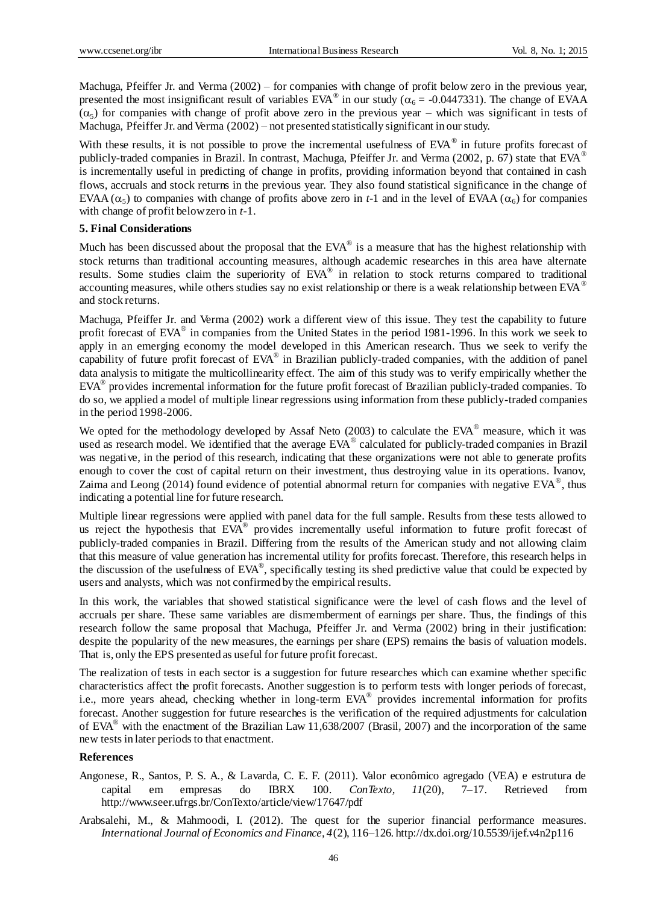Machuga, Pfeiffer Jr. and Verma (2002) – for companies with change of profit below zero in the previous year, presented the most insignificant result of variables EVA® in our study ($\alpha_6$ = -0.0447331). The change of EVAA ($\alpha_5$) for companies with change of profit above zero in the previous year – which was significant in tests of Machuga, Pfeiffer Jr. and Verma (2002) – not presented statistically significant in our study.

With these results, it is not possible to prove the incremental usefulness of EVA® in future profits forecast of publicly-traded companies in Brazil. In contrast, Machuga, Pfeiffer Jr. and Verma (2002, p. 67) state that EVA® is incrementally useful in predicting of change in profits, providing information beyond that contained in cash flows, accruals and stock returns in the previous year. They also found statistical significance in the change of EVAA ($\alpha_5$) to companies with change of profits above zero in *t*-1 and in the level of EVAA ($\alpha_6$) for companies with change of profit below zero in *t*-1.

## 5. Final Considerations

Much has been discussed about the proposal that the EVA® is a measure that has the highest relationship with stock returns than traditional accounting measures, although academic researches in this area have alternate results. Some studies claim the superiority of EVA® in relation to stock returns compared to traditional accounting measures, while others studies say no exist relationship or there is a weak relationship between EVA® and stock returns.

Machuga, Pfeiffer Jr. and Verma (2002) work a different view of this issue. They test the capability to future profit forecast of EVA® in companies from the United States in the period 1981-1996. In this work we seek to apply in an emerging economy the model developed in this American research. Thus we seek to verify the capability of future profit forecast of EVA® in Brazilian publicly-traded companies, with the addition of panel data analysis to mitigate the multicollinearity effect. The aim of this study was to verify empirically whether the EVA® provides incremental information for the future profit forecast of Brazilian publicly-traded companies. To do so, we applied a model of multiple linear regressions using information from these publicly-traded companies in the period 1998-2006.

We opted for the methodology developed by Assaf Neto (2003) to calculate the EVA® measure, which it was used as research model. We identified that the average EVA® calculated for publicly-traded companies in Brazil was negative, in the period of this research, indicating that these organizations were not able to generate profits enough to cover the cost of capital return on their investment, thus destroying value in its operations. Ivanov, Zaima and Leong (2014) found evidence of potential abnormal return for companies with negative EVA®, thus indicating a potential line for future research.

Multiple linear regressions were applied with panel data for the full sample. Results from these tests allowed to us reject the hypothesis that EVA® provides incrementally useful information to future profit forecast of publicly-traded companies in Brazil. Differing from the results of the American study and not allowing claim that this measure of value generation has incremental utility for profits forecast. Therefore, this research helps in the discussion of the usefulness of EVA®, specifically testing its shed predictive value that could be expected by users and analysts, which was not confirmed by the empirical results.

In this work, the variables that showed statistical significance were the level of cash flows and the level of accruals per share. These same variables are dismemberment of earnings per share. Thus, the findings of this research follow the same proposal that Machuga, Pfeiffer Jr. and Verma (2002) bring in their justification: despite the popularity of the new measures, the earnings per share (EPS) remains the basis of valuation models. That is, only the EPS presented as useful for future profit forecast.

The realization of tests in each sector is a suggestion for future researches which can examine whether specific characteristics affect the profit forecasts. Another suggestion is to perform tests with longer periods of forecast, i.e., more years ahead, checking whether in long-term EVA® provides incremental information for profits forecast. Another suggestion for future researches is the verification of the required adjustments for calculation of EVA® with the enactment of the Brazilian Law 11,638/2007 (Brasil, 2007) and the incorporation of the same new tests in later periods to that enactment.

## References

Angonese, R., Santos, P. S. A., & Lavarda, C. E. F. (2011). Valor econômico agregado (VEA) e estrutura de capital em empresas do IBRX 100. *ConTexto, 11*(20), 7–17. Retrieved from http://www.seer.ufrgs.br/ConTexto/article/view/17647/pdf

Arabsalehi, M., & Mahmoodi, I. (2012). The quest for the superior financial performance measures. *International Journal of Economics and Finance, 4*(2), 116–126. http://dx.doi.org/10.5539/ijef.v4n2p116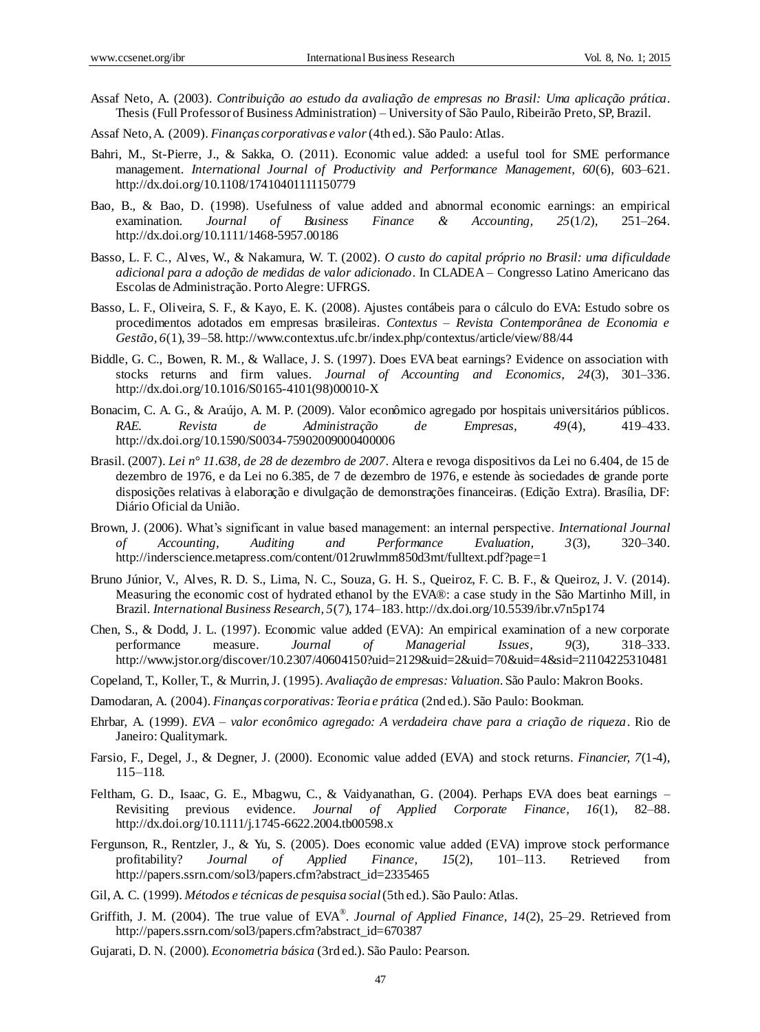Assaf Neto, A. (2003). *Contribuição ao estudo da avaliação de empresas no Brasil: Uma aplicação prática*. Thesis (Full Professor of Business Administration) – University of São Paulo, Ribeirão Preto, SP, Brazil.

Assaf Neto, A. (2009). *Finanças corporativas e valor* (4th ed.). São Paulo: Atlas.

Bahri, M., St-Pierre, J., & Sakka, O. (2011). Economic value added: a useful tool for SME performance management. *International Journal of Productivity and Performance Management, 60*(6), 603–621. http://dx.doi.org/10.1108/17410401111150779

Bao, B., & Bao, D. (1998). Usefulness of value added and abnormal economic earnings: an empirical examination. *Journal of Business Finance & Accounting, 25*(1/2), 251–264. http://dx.doi.org/10.1111/1468-5957.00186

Basso, L. F. C., Alves, W., & Nakamura, W. T. (2002). *O custo do capital próprio no Brasil: uma dificuldade adicional para a adoção de medidas de valor adicionado*. In CLADEA – Congresso Latino Americano das Escolas de Administração. Porto Alegre: UFRGS.

Basso, L. F., Oliveira, S. F., & Kayo, E. K. (2008). Ajustes contábeis para o cálculo do EVA: Estudo sobre os procedimentos adotados em empresas brasileiras. *Contextus – Revista Contemporânea de Economia e Gestão, 6*(1), 39–58. http://www.contextus.ufc.br/index.php/contextus/article/view/88/44

Biddle, G. C., Bowen, R. M., & Wallace, J. S. (1997). Does EVA beat earnings? Evidence on association with stocks returns and firm values. *Journal of Accounting and Economics, 24*(3), 301–336. http://dx.doi.org/10.1016/S0165-4101(98)00010-X

Bonacim, C. A. G., & Araújo, A. M. P. (2009). Valor econômico agregado por hospitais universitários públicos. *RAE. Revista de Administração de Empresas, 49*(4), 419–433. http://dx.doi.org/10.1590/S0034-75902009000400006

Brasil. (2007). *Lei n° 11.638, de 28 de dezembro de 2007*. Altera e revoga dispositivos da Lei no 6.404, de 15 de dezembro de 1976, e da Lei no 6.385, de 7 de dezembro de 1976, e estende às sociedades de grande porte disposições relativas à elaboração e divulgação de demonstrações financeiras. (Edição Extra). Brasília, DF: Diário Oficial da União.

Brown, J. (2006). What's significant in value based management: an internal perspective. *International Journal of Accounting, Auditing and Performance Evaluation, 3*(3), 320–340. http://inderscience.metapress.com/content/012ruwlmm850d3mt/fulltext.pdf?page=1

Bruno Júnior, V., Alves, R. D. S., Lima, N. C., Souza, G. H. S., Queiroz, F. C. B. F., & Queiroz, J. V. (2014). Measuring the economic cost of hydrated ethanol by the EVA®: a case study in the São Martinho Mill, in Brazil. *International Business Research, 5*(7), 174–183. http://dx.doi.org/10.5539/ibr.v7n5p174

Chen, S., & Dodd, J. L. (1997). Economic value added (EVA): An empirical examination of a new corporate performance measure. *Journal of Managerial Issues, 9*(3), 318–333. http://www.jstor.org/discover/10.2307/40604150?uid=2129&uid=2&uid=70&uid=4&sid=21104225310481

Copeland, T., Koller, T., & Murrin, J. (1995). *Avaliação de empresas: Valuation*. São Paulo: Makron Books.

Damodaran, A. (2004). *Finanças corporativas: Teoria e prática* (2nd ed.). São Paulo: Bookman.

Ehrbar, A. (1999). *EVA – valor econômico agregado: A verdadeira chave para a criação de riqueza*. Rio de Janeiro: Qualitymark.

Farsio, F., Degel, J., & Degner, J. (2000). Economic value added (EVA) and stock returns. *Financier, 7*(1-4), 115–118.

Feltham, G. D., Isaac, G. E., Mbagwu, C., & Vaidyanathan, G. (2004). Perhaps EVA does beat earnings – Revisiting previous evidence. *Journal of Applied Corporate Finance, 16*(1), 82–88. http://dx.doi.org/10.1111/j.1745-6622.2004.tb00598.x

Fergunson, R., Rentzler, J., & Yu, S. (2005). Does economic value added (EVA) improve stock performance profitability? *Journal of Applied Finance, 15*(2), 101–113. Retrieved from http://papers.ssrn.com/sol3/papers.cfm?abstract_id=2335465

Gil, A. C. (1999). *Métodos e técnicas de pesquisa social* (5th ed.). São Paulo: Atlas.

Griffith, J. M. (2004). The true value of EVA®. *Journal of Applied Finance, 14*(2), 25–29. Retrieved from http://papers.ssrn.com/sol3/papers.cfm?abstract_id=670387

Gujarati, D. N. (2000). *Econometria básica* (3rd ed.). São Paulo: Pearson.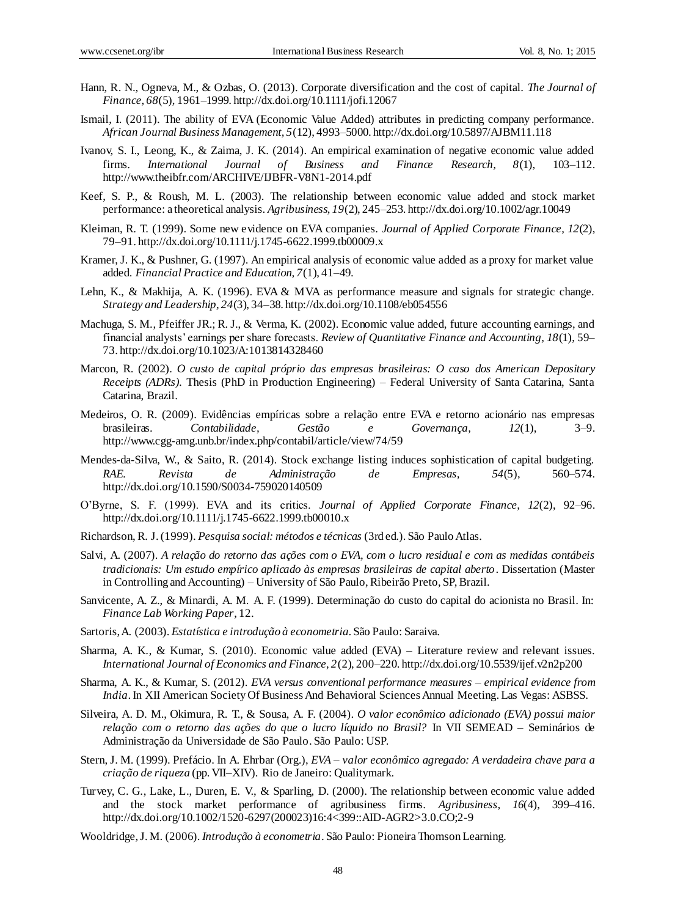Hann, R. N., Ogneva, M., & Ozbas, O. (2013). Corporate diversification and the cost of capital. *The Journal of Finance, 68*(5), 1961–1999. http://dx.doi.org/10.1111/jofi.12067

Ismail, I. (2011). The ability of EVA (Economic Value Added) attributes in predicting company performance. *African Journal Business Management, 5*(12), 4993–5000. http://dx.doi.org/10.5897/AJBM11.118

Ivanov, S. I., Leong, K., & Zaima, J. K. (2014). An empirical examination of negative economic value added firms. *International Journal of Business and Finance Research, 8*(1), 103–112. http://www.theibfr.com/ARCHIVE/IJBFR-V8N1-2014.pdf

Keef, S. P., & Roush, M. L. (2003). The relationship between economic value added and stock market performance: a theoretical analysis. *Agribusiness, 19*(2), 245–253. http://dx.doi.org/10.1002/agr.10049

Kleiman, R. T. (1999). Some new evidence on EVA companies. *Journal of Applied Corporate Finance, 12*(2), 79–91. http://dx.doi.org/10.1111/j.1745-6622.1999.tb00009.x

Kramer, J. K., & Pushner, G. (1997). An empirical analysis of economic value added as a proxy for market value added. *Financial Practice and Education, 7*(1), 41–49.

Lehn, K., & Makhija, A. K. (1996). EVA & MVA as performance measure and signals for strategic change. *Strategy and Leadership, 24*(3), 34–38. http://dx.doi.org/10.1108/eb054556

Machuga, S. M., Pfeiffer JR.; R. J., & Verma, K. (2002). Economic value added, future accounting earnings, and financial analysts' earnings per share forecasts. *Review of Quantitative Finance and Accounting, 18*(1), 59–73. http://dx.doi.org/10.1023/A:1013814328460

Marcon, R. (2002). *O custo de capital próprio das empresas brasileiras: O caso dos American Depositary Receipts (ADRs).* Thesis (PhD in Production Engineering) – Federal University of Santa Catarina, Santa Catarina, Brazil.

Medeiros, O. R. (2009). Evidências empíricas sobre a relação entre EVA e retorno acionário nas empresas brasileiras. *Contabilidade, Gestão e Governança, 12*(1), 3–9. http://www.cgg-amg.unb.br/index.php/contabil/article/view/74/59

Mendes-da-Silva, W., & Saito, R. (2014). Stock exchange listing induces sophistication of capital budgeting. *RAE. Revista de Administração de Empresas, 54*(5), 560–574. http://dx.doi.org/10.1590/S0034-759020140509

O'Byrne, S. F. (1999). EVA and its critics. *Journal of Applied Corporate Finance, 12*(2), 92–96. http://dx.doi.org/10.1111/j.1745-6622.1999.tb00010.x

Richardson, R. J. (1999). *Pesquisa social: métodos e técnicas* (3rd ed.). São Paulo Atlas.

Salvi, A. (2007). *A relação do retorno das ações com o EVA, com o lucro residual e com as medidas contábeis tradicionais: Um estudo empírico aplicado às empresas brasileiras de capital aberto*. Dissertation (Master in Controlling and Accounting) – University of São Paulo, Ribeirão Preto, SP, Brazil.

Sanvicente, A. Z., & Minardi, A. M. A. F. (1999). Determinação do custo do capital do acionista no Brasil. In: *Finance Lab Working Paper*, 12.

Sartoris, A. (2003). *Estatística e introdução à econometria*. São Paulo: Saraiva.

Sharma, A. K., & Kumar, S. (2010). Economic value added (EVA) – Literature review and relevant issues. *International Journal of Economics and Finance, 2*(2), 200–220. http://dx.doi.org/10.5539/ijef.v2n2p200

Sharma, A. K., & Kumar, S. (2012). *EVA versus conventional performance measures – empirical evidence from India*. In XII American Society Of Business And Behavioral Sciences Annual Meeting. Las Vegas: ASBSS.

Silveira, A. D. M., Okimura, R. T., & Sousa, A. F. (2004). *O valor econômico adicionado (EVA) possui maior relação com o retorno das ações do que o lucro líquido no Brasil?* In VII SEMEAD – Seminários de Administração da Universidade de São Paulo. São Paulo: USP.

Stern, J. M. (1999). Prefácio. In A. Ehrbar (Org.), *EVA – valor econômico agregado: A verdadeira chave para a criação de riqueza* (pp. VII–XIV). Rio de Janeiro: Qualitymark.

Turvey, C. G., Lake, L., Duren, E. V., & Sparling, D. (2000). The relationship between economic value added and the stock market performance of agribusiness firms. *Agribusiness, 16*(4), 399–416. http://dx.doi.org/10.1002/1520-6297(200023)16:4<399::AID-AGR2>3.0.CO;2-9

Wooldridge, J. M. (2006). *Introdução à econometria*. São Paulo: Pioneira Thomson Learning.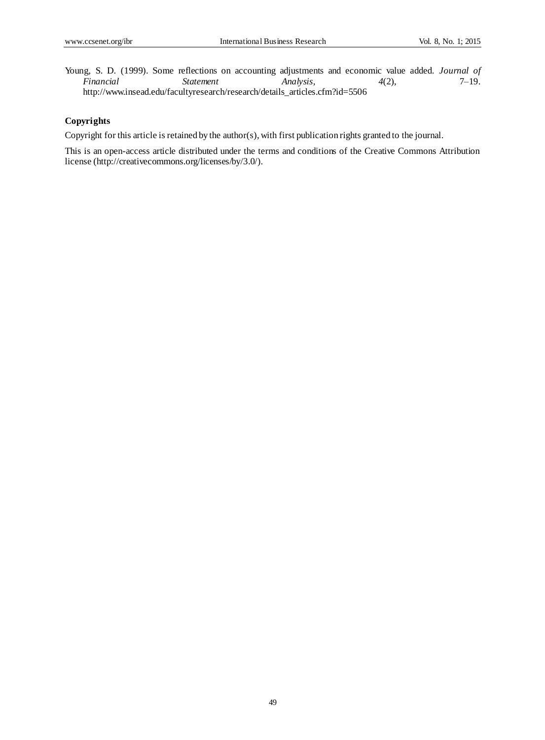Young, S. D. (1999). Some reflections on accounting adjustments and economic value added. *Journal of Financial Statement Analysis, 4*(2), 7–19. http://www.insead.edu/facultyresearch/research/details_articles.cfm?id=5506

## Copyrights

Copyright for this article is retained by the author(s), with first publication rights granted to the journal.

This is an open-access article distributed under the terms and conditions of the Creative Commons Attribution license (http://creativecommons.org/licenses/by/3.0/).